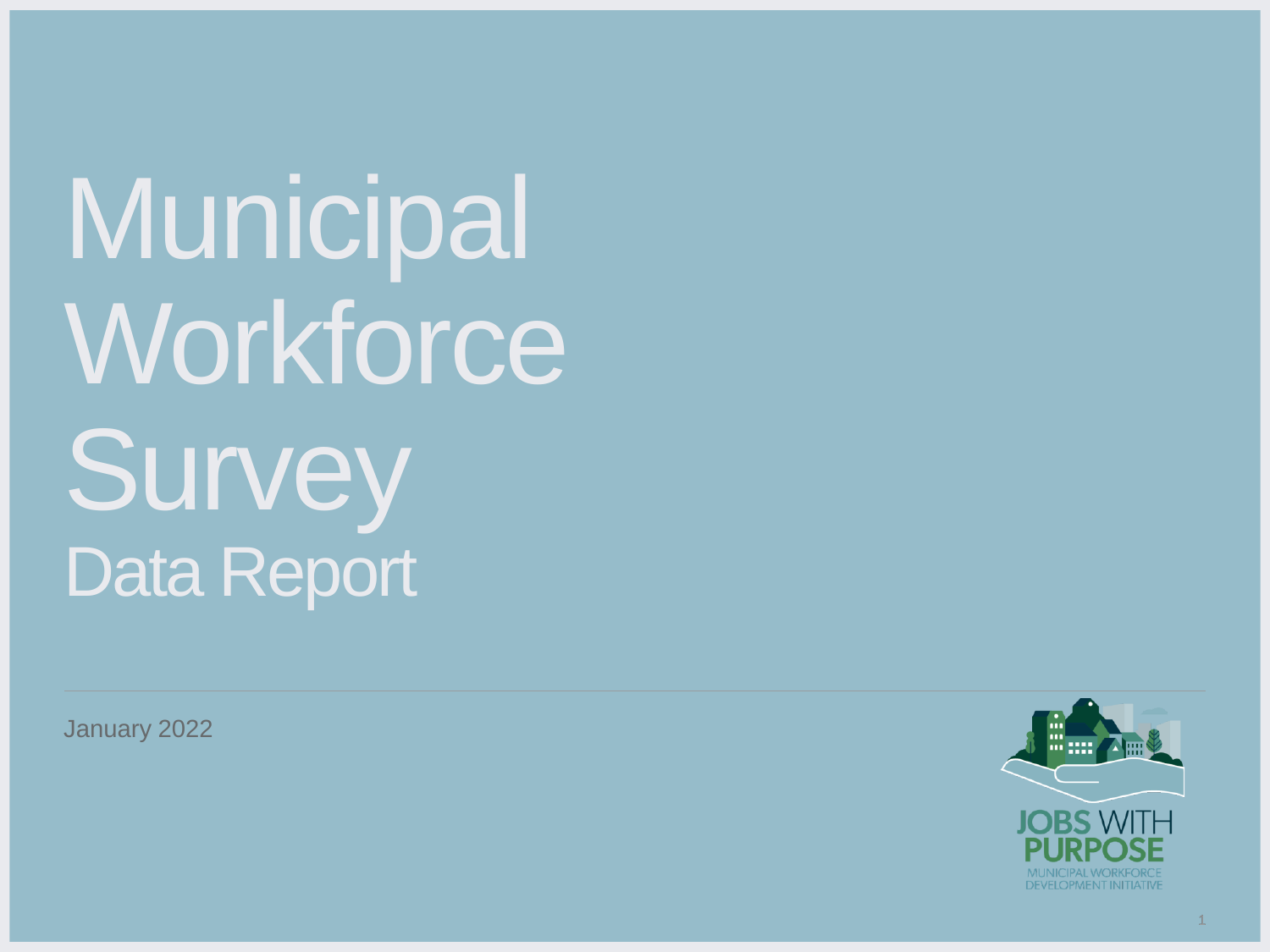# Municipal Workforce Survey

## Data Report

January 2022

JOBS WITH PURPOSE
MUNICIPAL WORKFORCE DEVELOPMENT INITIATIVE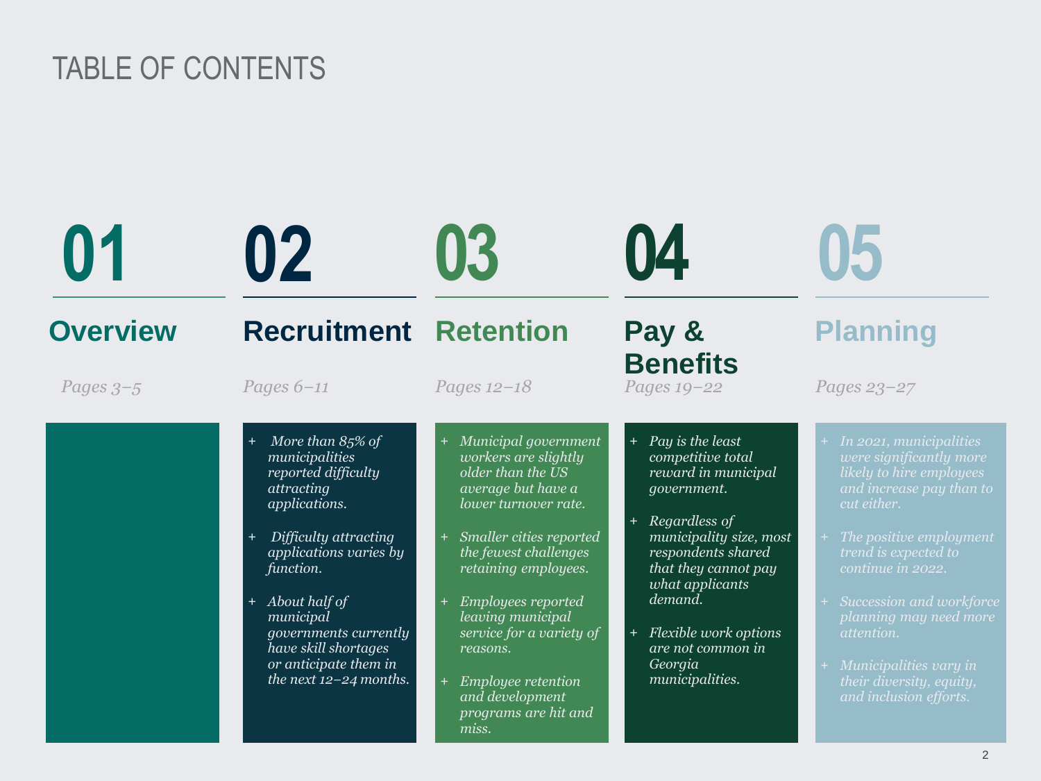# TABLE OF CONTENTS

## 01 Overview

*Pages 3–5*

## 02 Recruitment

*Pages 6–11*

- *More than 85% of municipalities reported difficulty attracting applications.*
- *Difficulty attracting applications varies by function.*
- *About half of municipal governments currently have skill shortages or anticipate them in the next 12–24 months.*

## 03 Retention

*Pages 12–18*

- *Municipal government workers are slightly older than the US average but have a lower turnover rate.*
- *Smaller cities reported the fewest challenges retaining employees.*
- *Employees reported leaving municipal service for a variety of reasons.*
- *Employee retention and development programs are hit and miss.*

## 04 Pay & Benefits

*Pages 19–22*

- *Pay is the least competitive total reward in municipal government.*
- *Regardless of municipality size, most respondents shared that they cannot pay what applicants demand.*
- *Flexible work options are not common in Georgia municipalities.*

## 05 Planning

*Pages 23–27*

- *In 2021, municipalities were significantly more likely to hire employees and increase pay than to cut either.*
- *The positive employment trend is expected to continue in 2022.*
- *Succession and workforce planning may need more attention.*
- *Municipalities vary in their diversity, equity, and inclusion efforts.*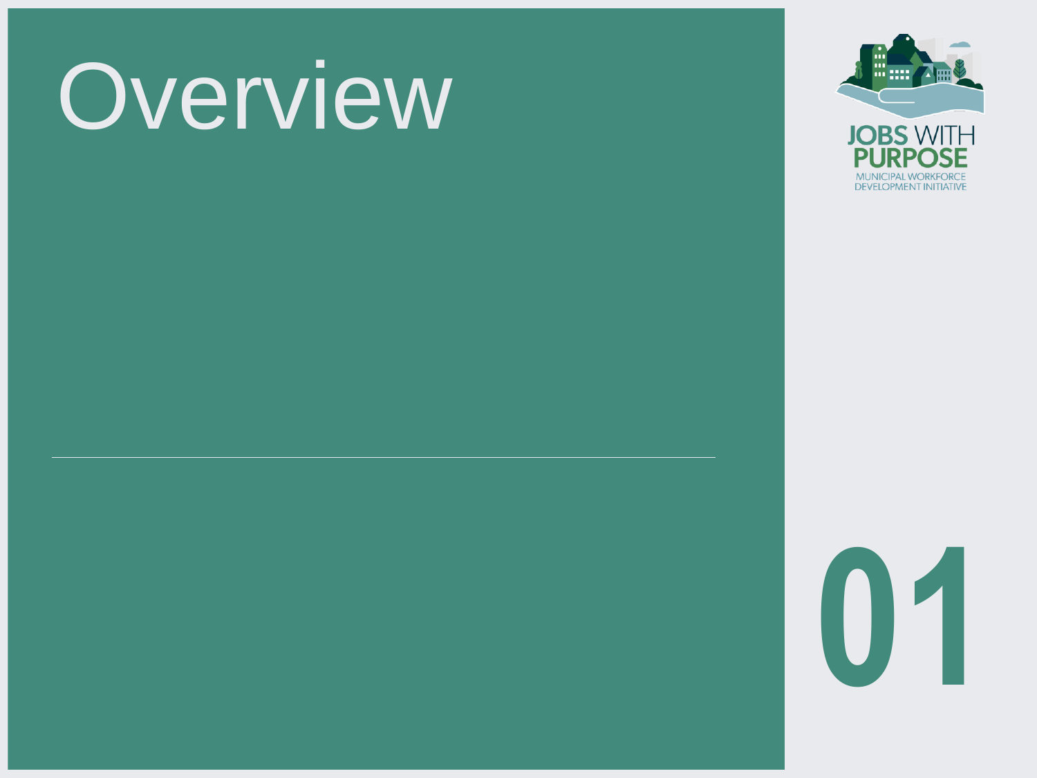# Overview

JOBS WITH PURPOSE
MUNICIPAL WORKFORCE DEVELOPMENT INITIATIVE

01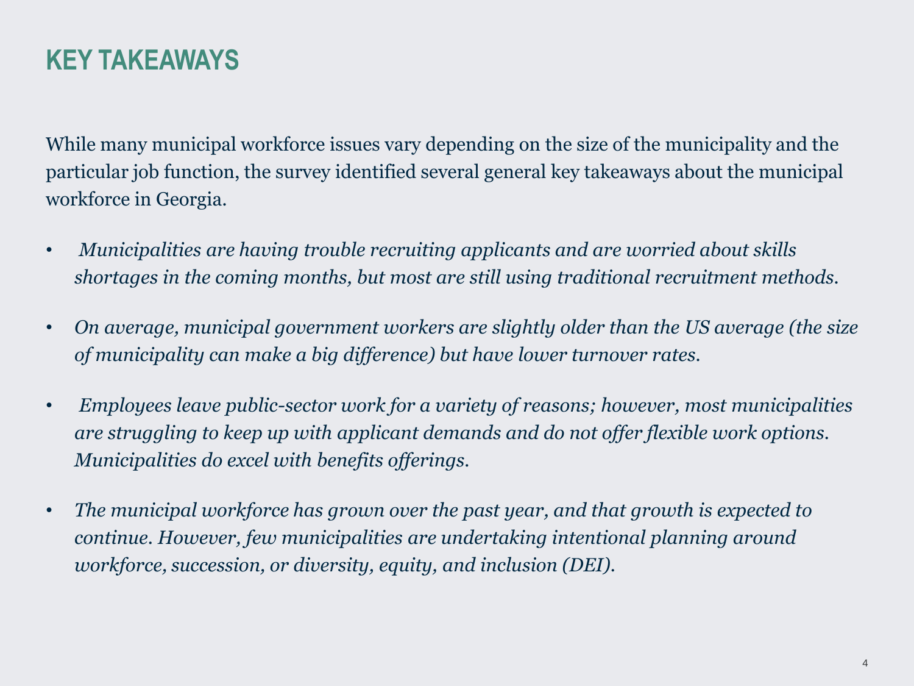# KEY TAKEAWAYS

While many municipal workforce issues vary depending on the size of the municipality and the particular job function, the survey identified several general key takeaways about the municipal workforce in Georgia.

- *Municipalities are having trouble recruiting applicants and are worried about skills shortages in the coming months, but most are still using traditional recruitment methods.*
- *On average, municipal government workers are slightly older than the US average (the size of municipality can make a big difference) but have lower turnover rates.*
- *Employees leave public-sector work for a variety of reasons; however, most municipalities are struggling to keep up with applicant demands and do not offer flexible work options. Municipalities do excel with benefits offerings.*
- *The municipal workforce has grown over the past year, and that growth is expected to continue. However, few municipalities are undertaking intentional planning around workforce, succession, or diversity, equity, and inclusion (DEI).*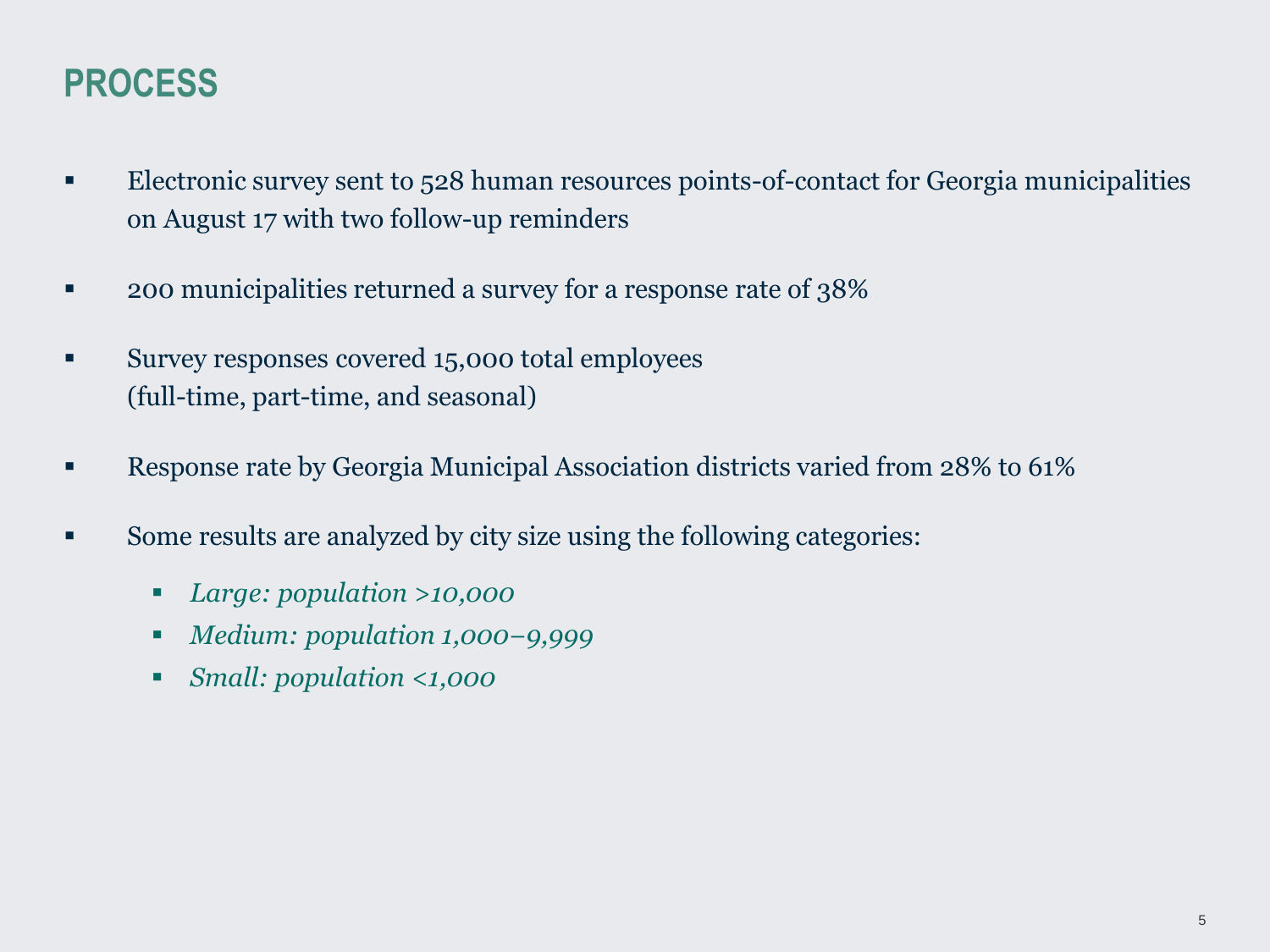# PROCESS

- Electronic survey sent to 528 human resources points-of-contact for Georgia municipalities on August 17 with two follow-up reminders
- 200 municipalities returned a survey for a response rate of 38%
- Survey responses covered 15,000 total employees (full-time, part-time, and seasonal)
- Response rate by Georgia Municipal Association districts varied from 28% to 61%
- Some results are analyzed by city size using the following categories:
  - *Large: population >10,000*
  - *Medium: population 1,000–9,999*
  - *Small: population <1,000*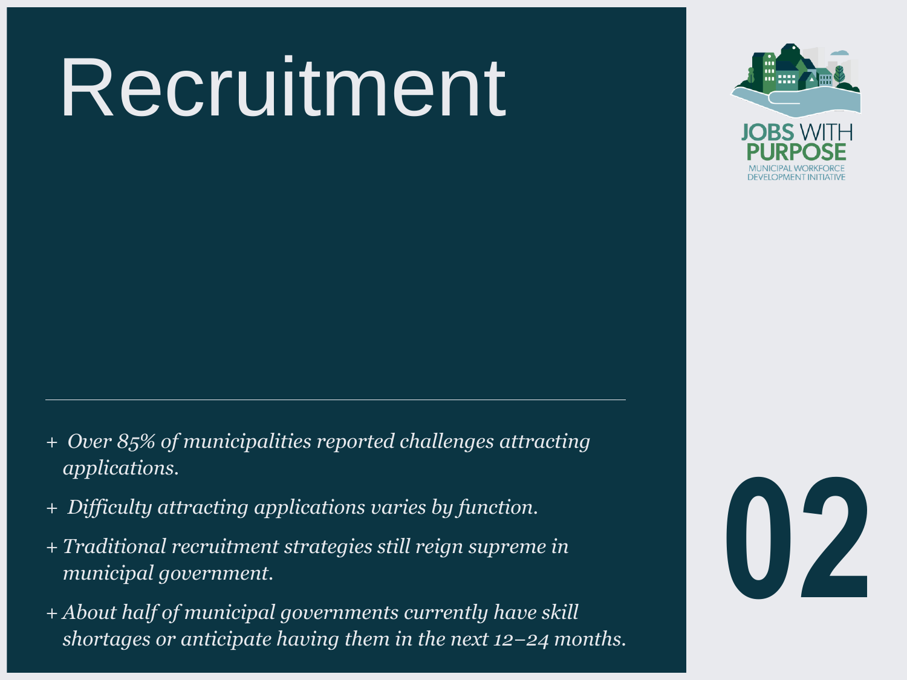# Recruitment

- *Over 85% of municipalities reported challenges attracting applications.*
- *Difficulty attracting applications varies by function.*
- *Traditional recruitment strategies still reign supreme in municipal government.*
- *About half of municipal governments currently have skill shortages or anticipate having them in the next 12–24 months.*

JOBS WITH PURPOSE
MUNICIPAL WORKFORCE DEVELOPMENT INITIATIVE

02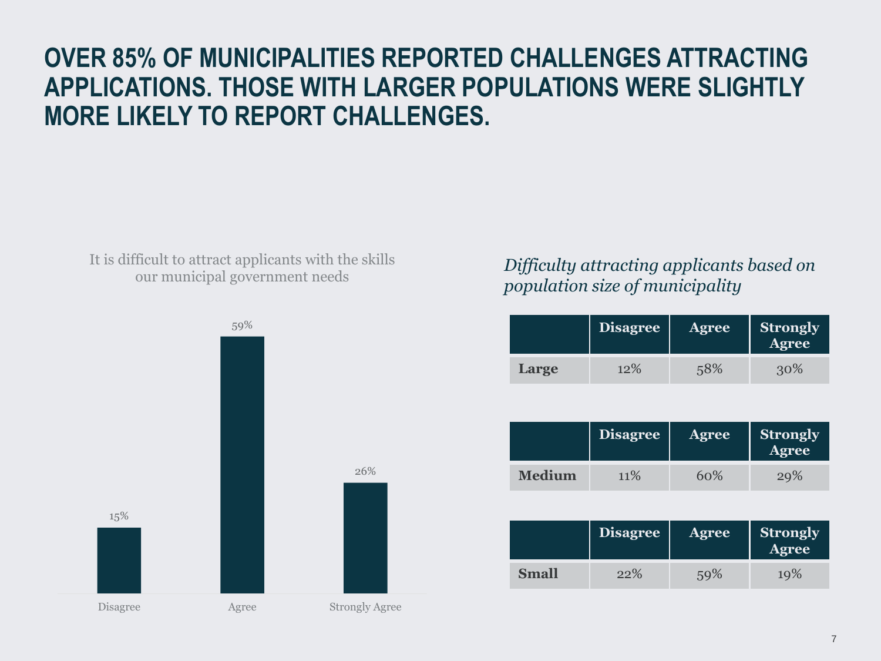# OVER 85% OF MUNICIPALITIES REPORTED CHALLENGES ATTRACTING APPLICATIONS. THOSE WITH LARGER POPULATIONS WERE SLIGHTLY MORE LIKELY TO REPORT CHALLENGES.

It is difficult to attract applicants with the skills our municipal government needs

| Disagree | Agree | Strongly Agree |
|---|---|---|
| 15% | 59% | 26% |

*Difficulty attracting applicants based on population size of municipality*

| | Disagree | Agree | Strongly Agree |
|---|---|---|---|
| **Large** | 12% | 58% | 30% |

| | Disagree | Agree | Strongly Agree |
|---|---|---|---|
| **Medium** | 11% | 60% | 29% |

| | Disagree | Agree | Strongly Agree |
|---|---|---|---|
| **Small** | 22% | 59% | 19% |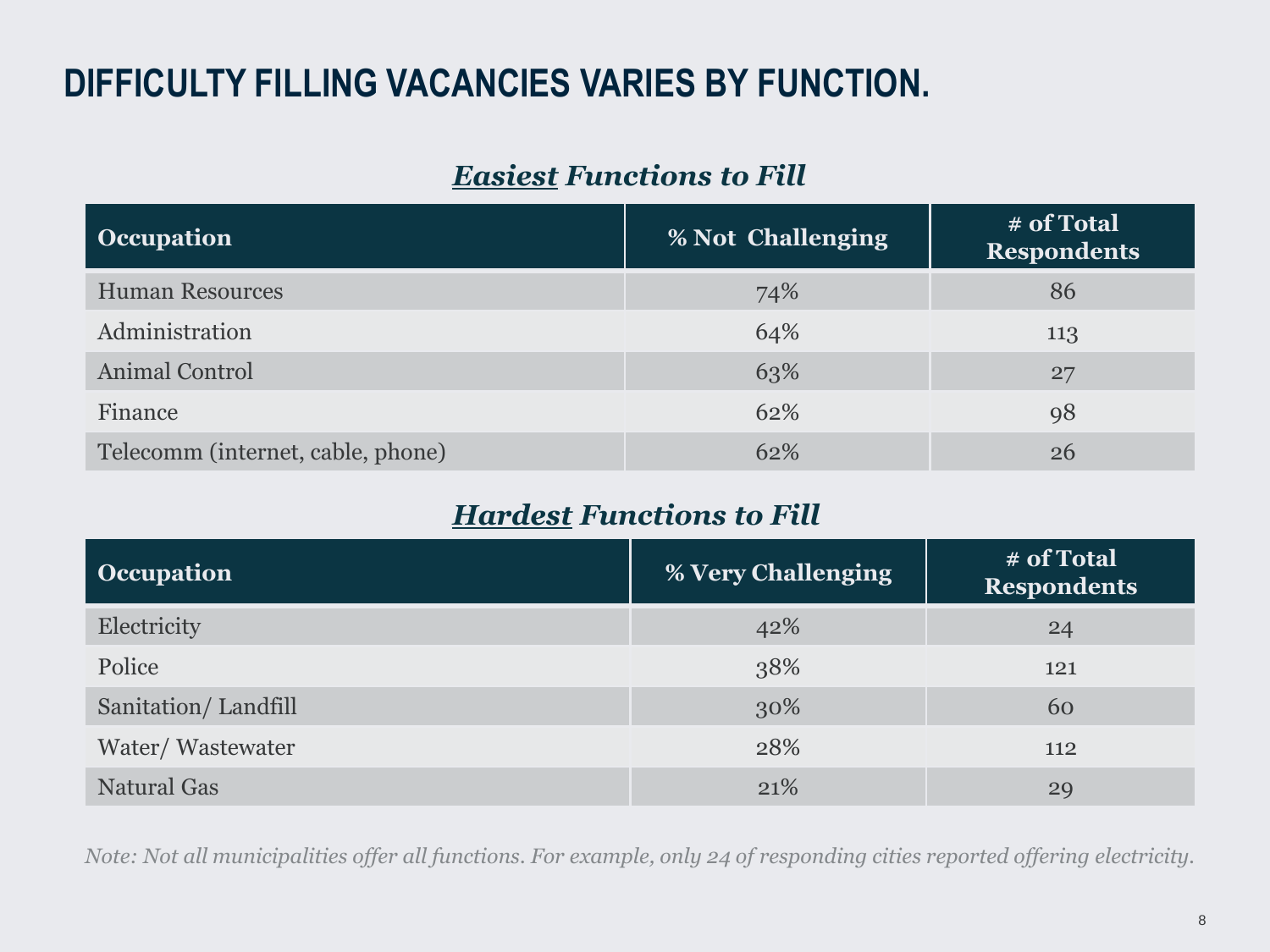# DIFFICULTY FILLING VACANCIES VARIES BY FUNCTION.

### ***Easiest* Functions to Fill**

| Occupation | % Not Challenging | # of Total Respondents |
|---|---|---|
| Human Resources | 74% | 86 |
| Administration | 64% | 113 |
| Animal Control | 63% | 27 |
| Finance | 62% | 98 |
| Telecomm (internet, cable, phone) | 62% | 26 |

### ***Hardest* Functions to Fill**

| Occupation | % Very Challenging | # of Total Respondents |
|---|---|---|
| Electricity | 42% | 24 |
| Police | 38% | 121 |
| Sanitation/ Landfill | 30% | 60 |
| Water/ Wastewater | 28% | 112 |
| Natural Gas | 21% | 29 |

*Note: Not all municipalities offer all functions. For example, only 24 of responding cities reported offering electricity.*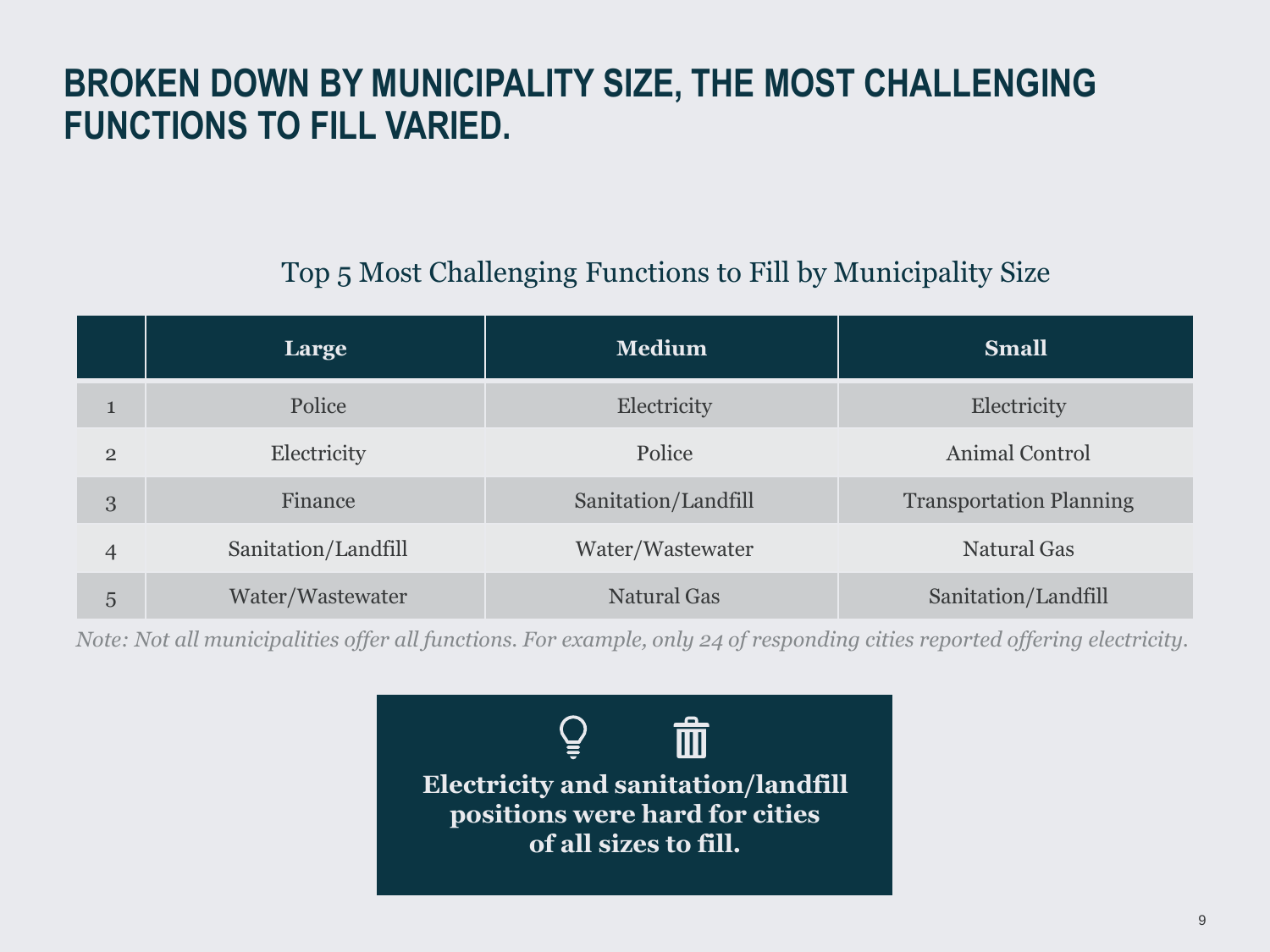# BROKEN DOWN BY MUNICIPALITY SIZE, THE MOST CHALLENGING FUNCTIONS TO FILL VARIED.

Top 5 Most Challenging Functions to Fill by Municipality Size

| | Large | Medium | Small |
|---|---|---|---|
| 1 | Police | Electricity | Electricity |
| 2 | Electricity | Police | Animal Control |
| 3 | Finance | Sanitation/Landfill | Transportation Planning |
| 4 | Sanitation/Landfill | Water/Wastewater | Natural Gas |
| 5 | Water/Wastewater | Natural Gas | Sanitation/Landfill |

*Note: Not all municipalities offer all functions. For example, only 24 of responding cities reported offering electricity.*

**Electricity and sanitation/landfill positions were hard for cities of all sizes to fill.**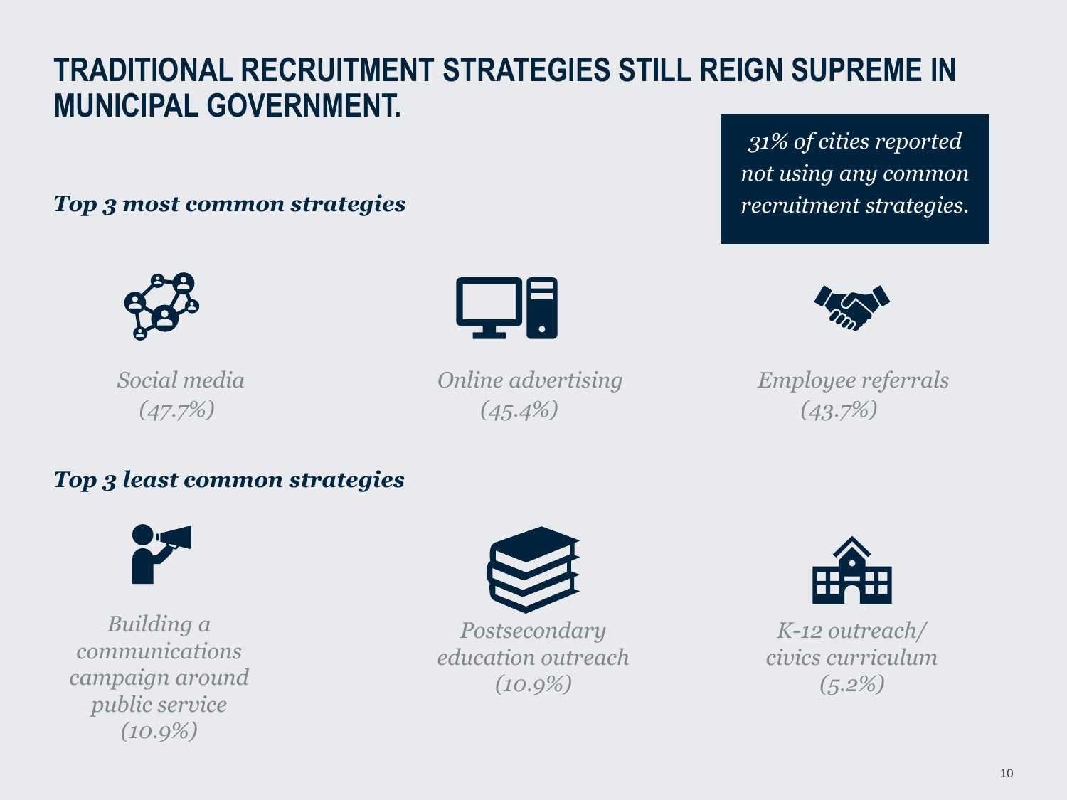# TRADITIONAL RECRUITMENT STRATEGIES STILL REIGN SUPREME IN MUNICIPAL GOVERNMENT.

*31% of cities reported not using any common recruitment strategies.*

### ***Top 3 most common strategies***

*Social media (47.7%)*

*Online advertising (45.4%)*

*Employee referrals (43.7%)*

### ***Top 3 least common strategies***

*Building a communications campaign around public service (10.9%)*

*Postsecondary education outreach (10.9%)*

*K-12 outreach/ civics curriculum (5.2%)*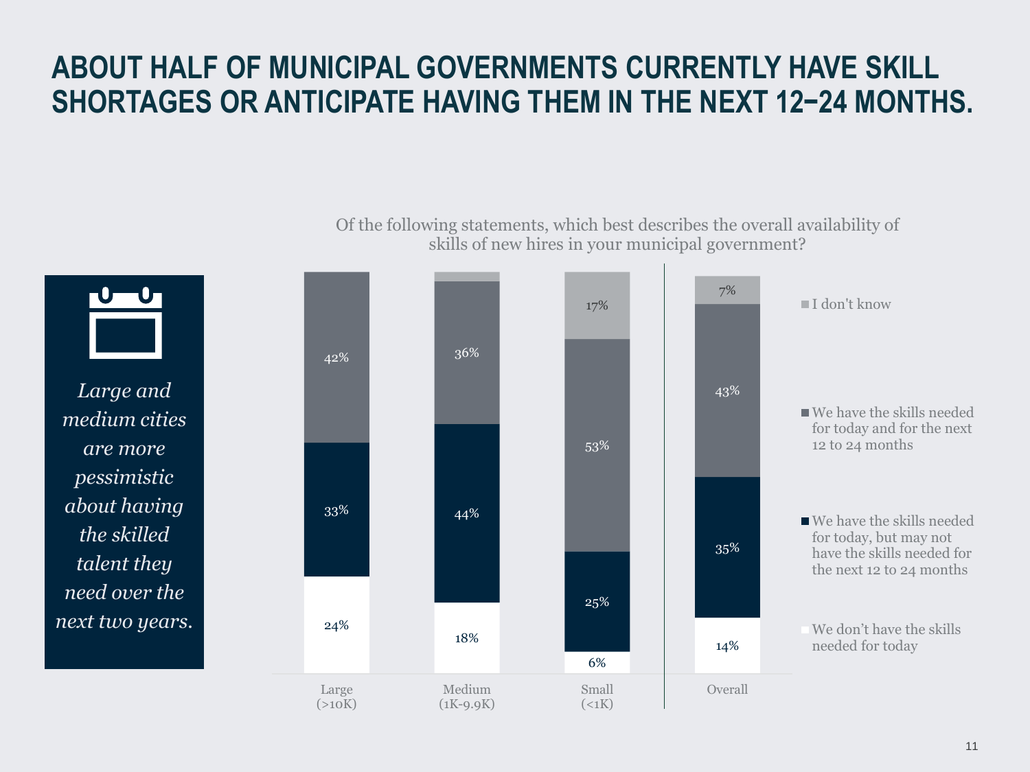# ABOUT HALF OF MUNICIPAL GOVERNMENTS CURRENTLY HAVE SKILL SHORTAGES OR ANTICIPATE HAVING THEM IN THE NEXT 12–24 MONTHS.

*Large and medium cities are more pessimistic about having the skilled talent they need over the next two years.*

Of the following statements, which best describes the overall availability of skills of new hires in your municipal government?

| | Large (>10K) | Medium (1K-9.9K) | Small (<1K) | Overall |
|---|---|---|---|---|
| I don't know | | | 17% | 7% |
| We have the skills needed for today and for the next 12 to 24 months | 42% | 36% | 53% | 43% |
| We have the skills needed for today, but may not have the skills needed for the next 12 to 24 months | 33% | 44% | 25% | 35% |
| We don't have the skills needed for today | 24% | 18% | 6% | 14% |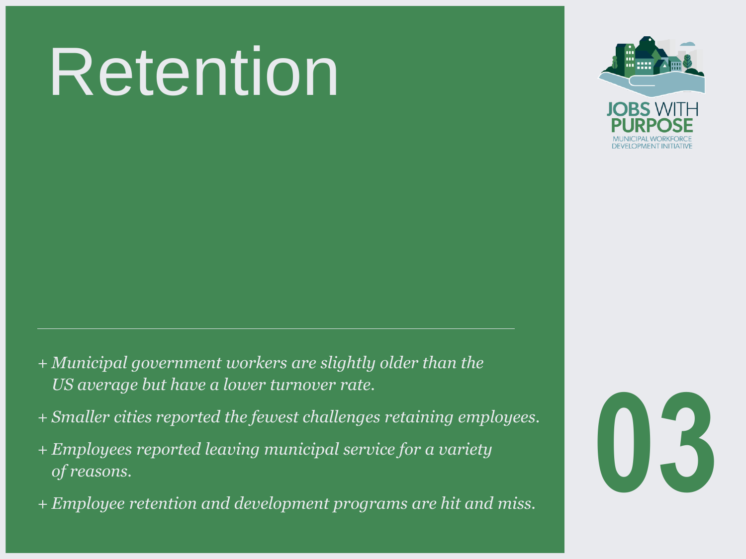# Retention

- *Municipal government workers are slightly older than the US average but have a lower turnover rate.*
- *Smaller cities reported the fewest challenges retaining employees.*
- *Employees reported leaving municipal service for a variety of reasons.*
- *Employee retention and development programs are hit and miss.*

JOBS WITH PURPOSE
MUNICIPAL WORKFORCE DEVELOPMENT INITIATIVE

03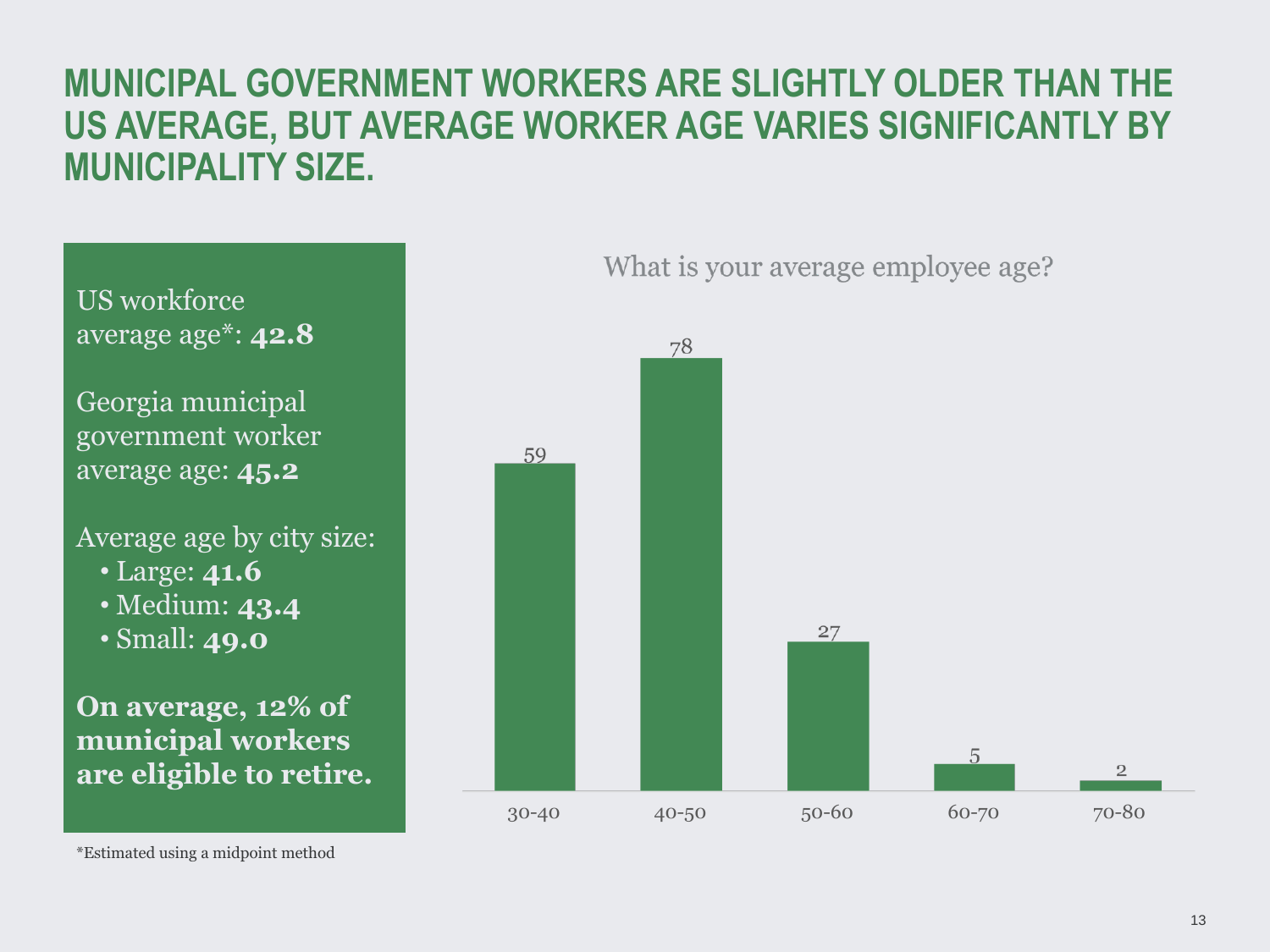# MUNICIPAL GOVERNMENT WORKERS ARE SLIGHTLY OLDER THAN THE US AVERAGE, BUT AVERAGE WORKER AGE VARIES SIGNIFICANTLY BY MUNICIPALITY SIZE.

US workforce average age*: **42.8**

Georgia municipal government worker average age: **45.2**

Average age by city size:

- Large: **41.6**
- Medium: **43.4**
- Small: **49.0**

**On average, 12% of municipal workers are eligible to retire.**

*Estimated using a midpoint method

What is your average employee age?

| Age range | Count |
|---|---|
| 30-40 | 59 |
| 40-50 | 78 |
| 50-60 | 27 |
| 60-70 | 5 |
| 70-80 | 2 |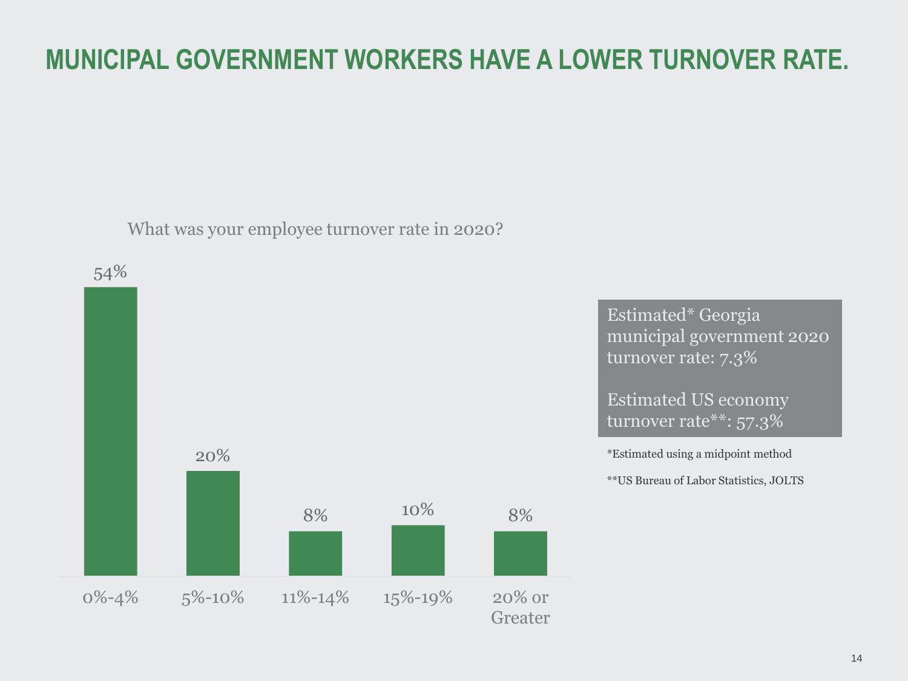# MUNICIPAL GOVERNMENT WORKERS HAVE A LOWER TURNOVER RATE.

What was your employee turnover rate in 2020?

| Turnover rate | Percent |
| --- | --- |
| 0%-4% | 54% |
| 5%-10% | 20% |
| 11%-14% | 8% |
| 15%-19% | 10% |
| 20% or Greater | 8% |

Estimated* Georgia municipal government 2020 turnover rate: 7.3%

Estimated US economy turnover rate**: 57.3%

*Estimated using a midpoint method

**US Bureau of Labor Statistics, JOLTS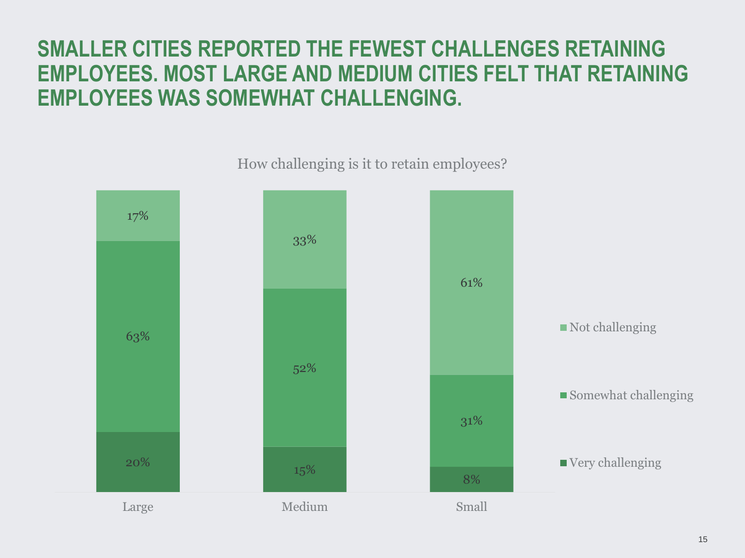# SMALLER CITIES REPORTED THE FEWEST CHALLENGES RETAINING EMPLOYEES. MOST LARGE AND MEDIUM CITIES FELT THAT RETAINING EMPLOYEES WAS SOMEWHAT CHALLENGING.

How challenging is it to retain employees?

| | Large | Medium | Small |
|---|---|---|---|
| Not challenging | 17% | 33% | 61% |
| Somewhat challenging | 63% | 52% | 31% |
| Very challenging | 20% | 15% | 8% |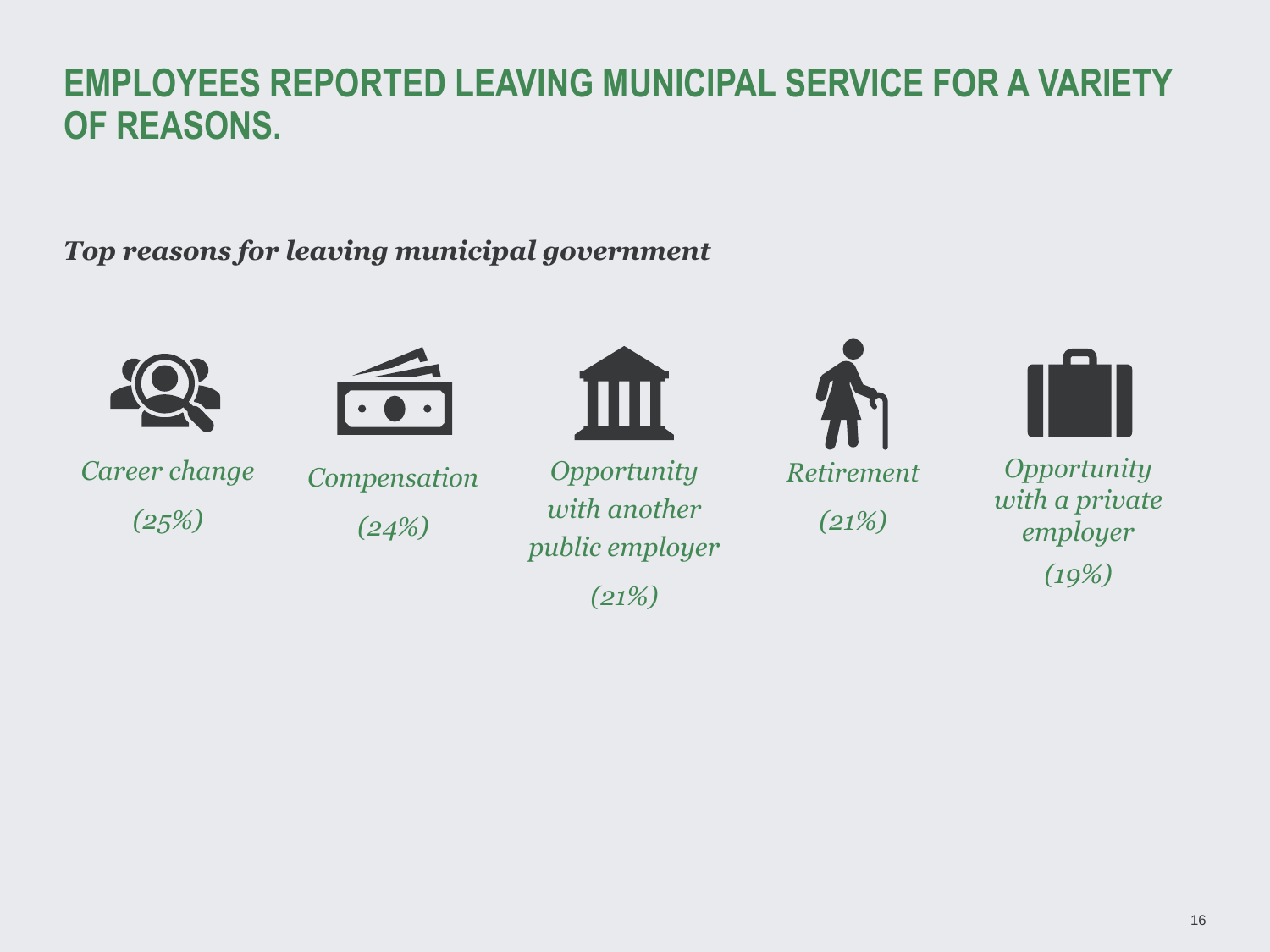# EMPLOYEES REPORTED LEAVING MUNICIPAL SERVICE FOR A VARIETY OF REASONS.

***Top reasons for leaving municipal government***

- *Career change (25%)*
- *Compensation (24%)*
- *Opportunity with another public employer (21%)*
- *Retirement (21%)*
- *Opportunity with a private employer (19%)*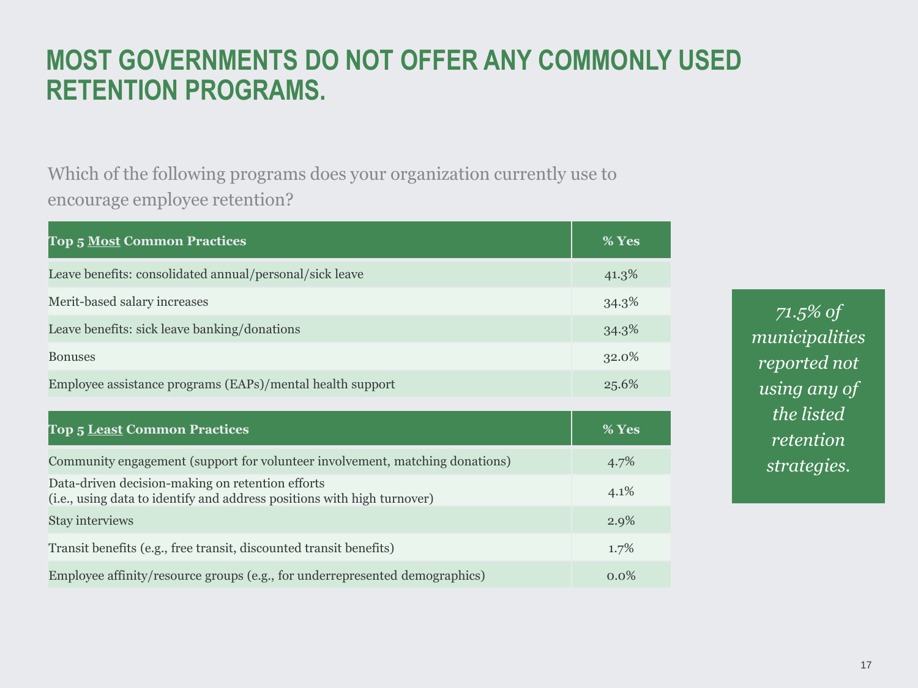# MOST GOVERNMENTS DO NOT OFFER ANY COMMONLY USED RETENTION PROGRAMS.

Which of the following programs does your organization currently use to encourage employee retention?

| Top 5 Most Common Practices | % Yes |
|---|---|
| Leave benefits: consolidated annual/personal/sick leave | 41.3% |
| Merit-based salary increases | 34.3% |
| Leave benefits: sick leave banking/donations | 34.3% |
| Bonuses | 32.0% |
| Employee assistance programs (EAPs)/mental health support | 25.6% |

| Top 5 Least Common Practices | % Yes |
|---|---|
| Community engagement (support for volunteer involvement, matching donations) | 4.7% |
| Data-driven decision-making on retention efforts (i.e., using data to identify and address positions with high turnover) | 4.1% |
| Stay interviews | 2.9% |
| Transit benefits (e.g., free transit, discounted transit benefits) | 1.7% |
| Employee affinity/resource groups (e.g., for underrepresented demographics) | 0.0% |

*71.5% of municipalities reported not using any of the listed retention strategies.*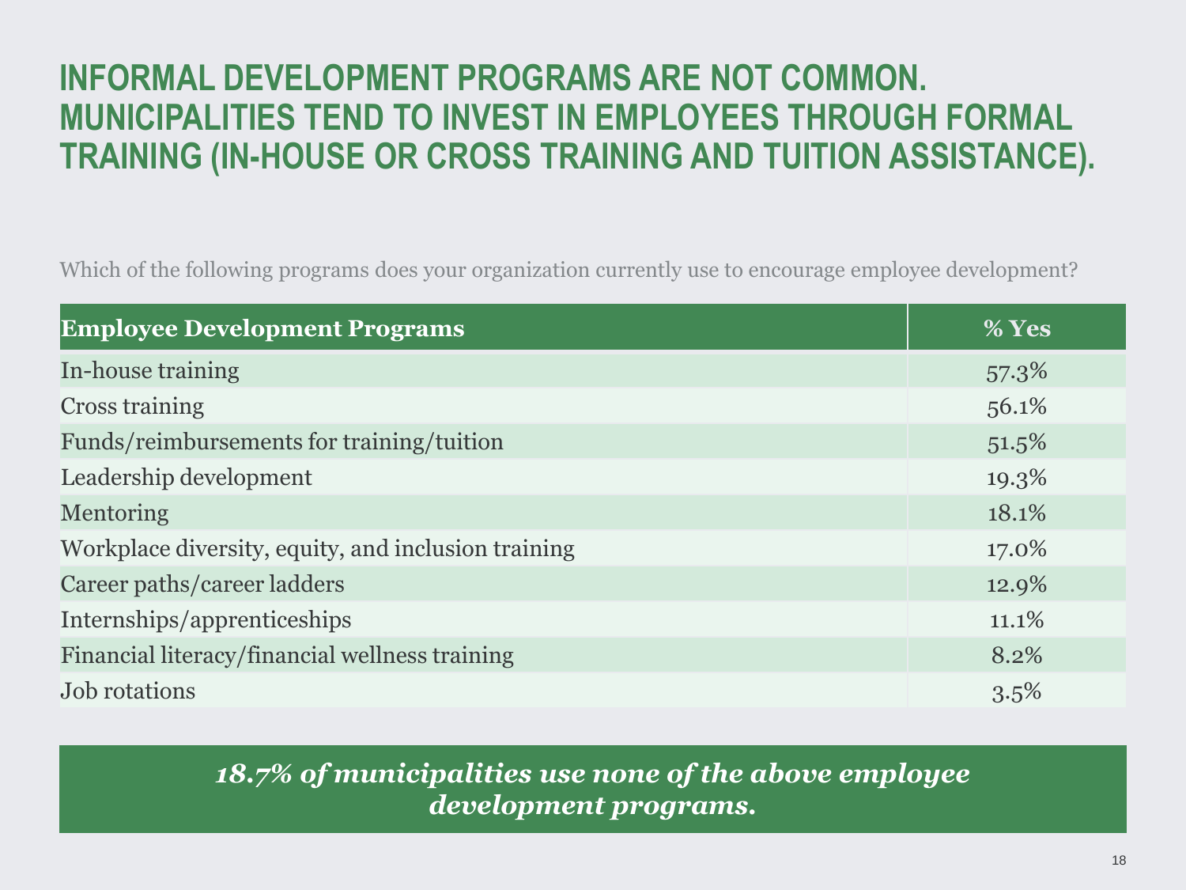# INFORMAL DEVELOPMENT PROGRAMS ARE NOT COMMON. MUNICIPALITIES TEND TO INVEST IN EMPLOYEES THROUGH FORMAL TRAINING (IN-HOUSE OR CROSS TRAINING AND TUITION ASSISTANCE).

Which of the following programs does your organization currently use to encourage employee development?

| Employee Development Programs | % Yes |
|---|---|
| In-house training | 57.3% |
| Cross training | 56.1% |
| Funds/reimbursements for training/tuition | 51.5% |
| Leadership development | 19.3% |
| Mentoring | 18.1% |
| Workplace diversity, equity, and inclusion training | 17.0% |
| Career paths/career ladders | 12.9% |
| Internships/apprenticeships | 11.1% |
| Financial literacy/financial wellness training | 8.2% |
| Job rotations | 3.5% |

***18.7% of municipalities use none of the above employee development programs.***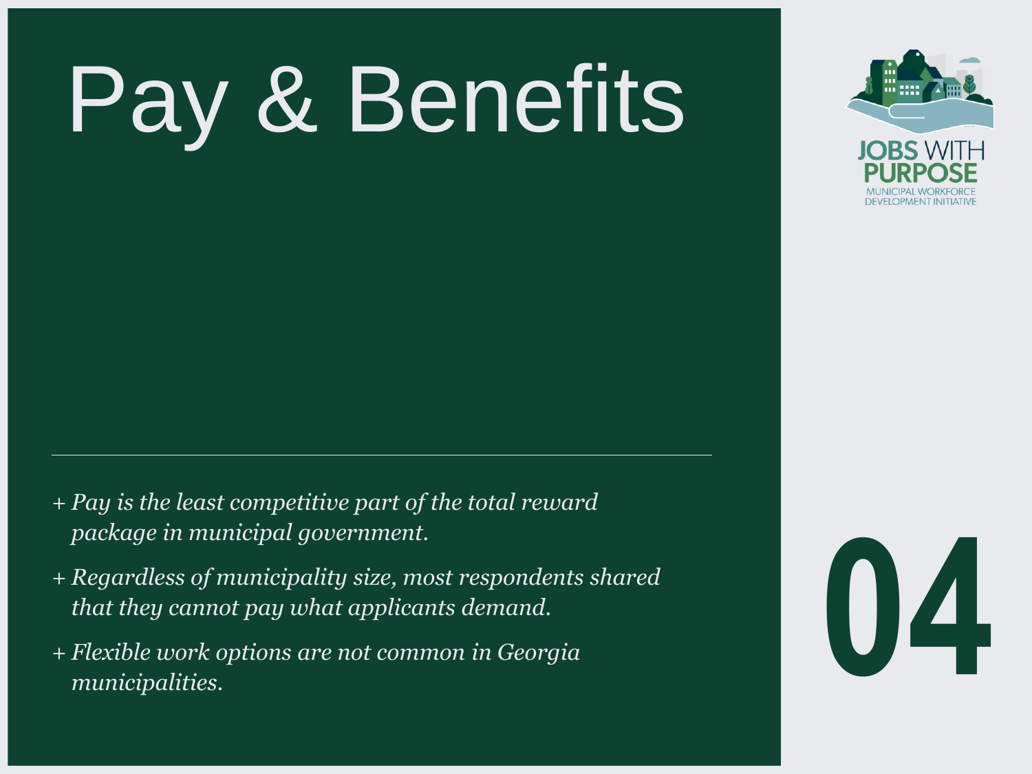# Pay & Benefits

JOBS WITH PURPOSE
MUNICIPAL WORKFORCE DEVELOPMENT INITIATIVE

- *Pay is the least competitive part of the total reward package in municipal government.*
- *Regardless of municipality size, most respondents shared that they cannot pay what applicants demand.*
- *Flexible work options are not common in Georgia municipalities.*

04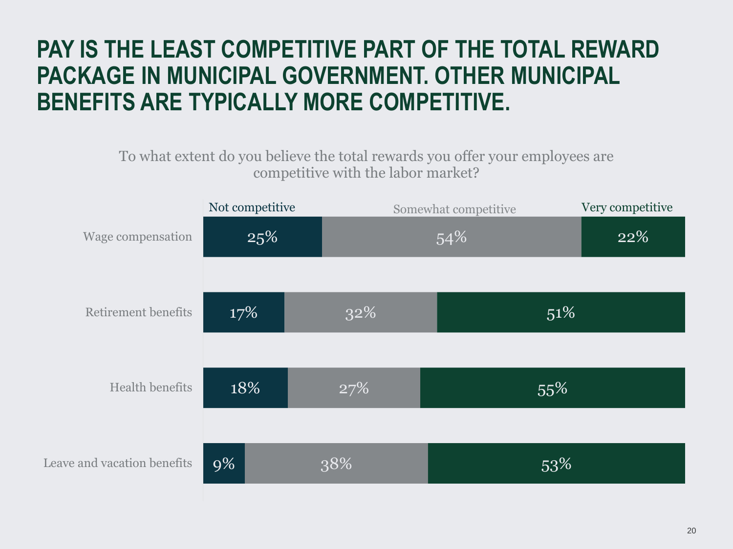# PAY IS THE LEAST COMPETITIVE PART OF THE TOTAL REWARD PACKAGE IN MUNICIPAL GOVERNMENT. OTHER MUNICIPAL BENEFITS ARE TYPICALLY MORE COMPETITIVE.

To what extent do you believe the total rewards you offer your employees are competitive with the labor market?

| | Not competitive | Somewhat competitive | Very competitive |
|---|---|---|---|
| Wage compensation | 25% | 54% | 22% |
| Retirement benefits | 17% | 32% | 51% |
| Health benefits | 18% | 27% | 55% |
| Leave and vacation benefits | 9% | 38% | 53% |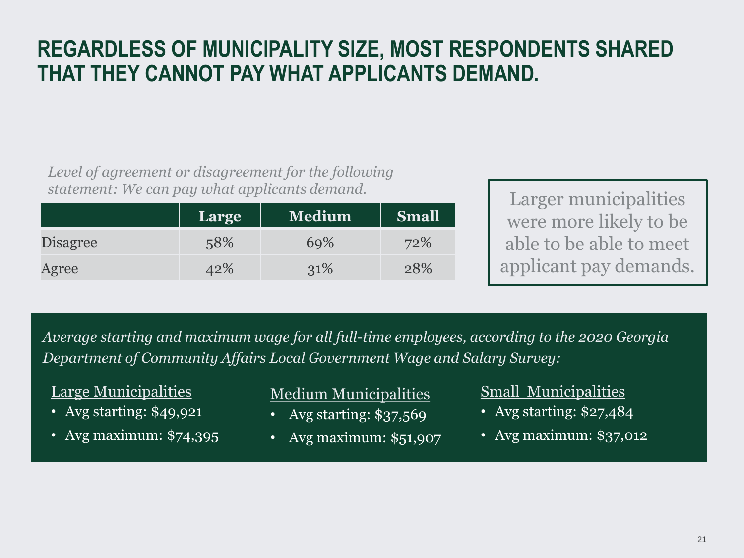# REGARDLESS OF MUNICIPALITY SIZE, MOST RESPONDENTS SHARED THAT THEY CANNOT PAY WHAT APPLICANTS DEMAND.

*Level of agreement or disagreement for the following statement: We can pay what applicants demand.*

| | Large | Medium | Small |
|---|---|---|---|
| Disagree | 58% | 69% | 72% |
| Agree | 42% | 31% | 28% |

Larger municipalities were more likely to be able to be able to meet applicant pay demands.

*Average starting and maximum wage for all full-time employees, according to the 2020 Georgia Department of Community Affairs Local Government Wage and Salary Survey:*

Large Municipalities

- Avg starting: $49,921
- Avg maximum: $74,395

Medium Municipalities

- Avg starting: $37,569
- Avg maximum: $51,907

Small Municipalities

- Avg starting: $27,484
- Avg maximum: $37,012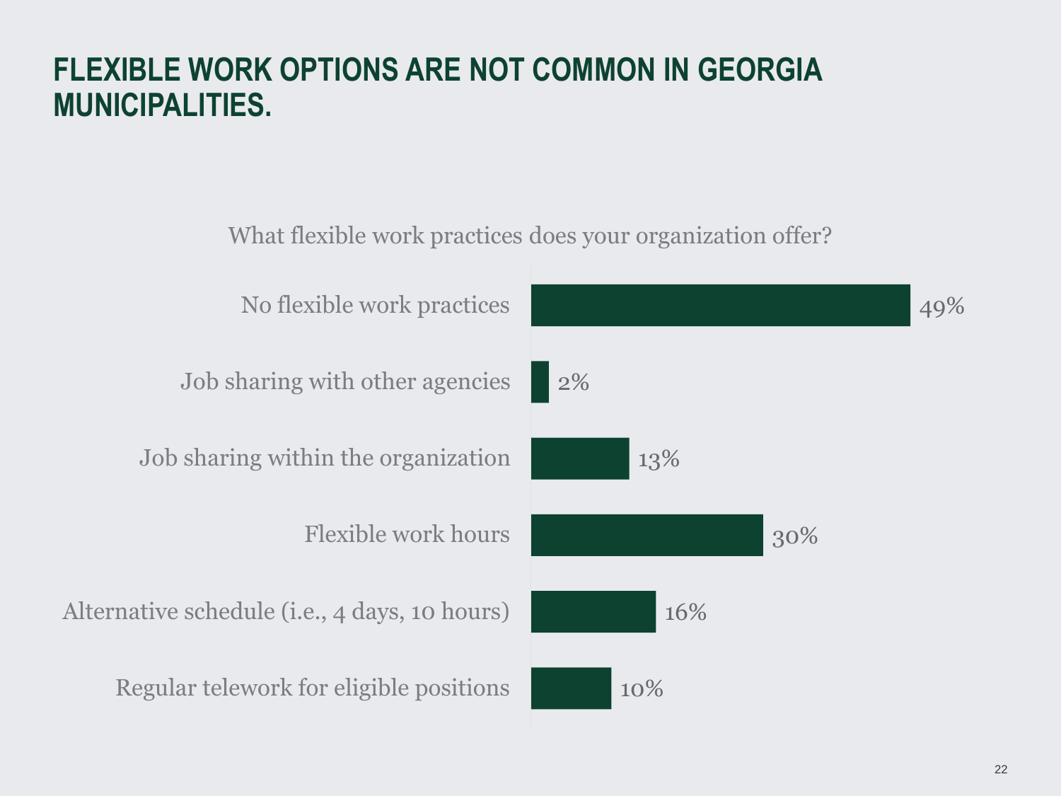# FLEXIBLE WORK OPTIONS ARE NOT COMMON IN GEORGIA MUNICIPALITIES.

What flexible work practices does your organization offer?

| Practice | Percent |
| --- | --- |
| No flexible work practices | 49% |
| Job sharing with other agencies | 2% |
| Job sharing within the organization | 13% |
| Flexible work hours | 30% |
| Alternative schedule (i.e., 4 days, 10 hours) | 16% |
| Regular telework for eligible positions | 10% |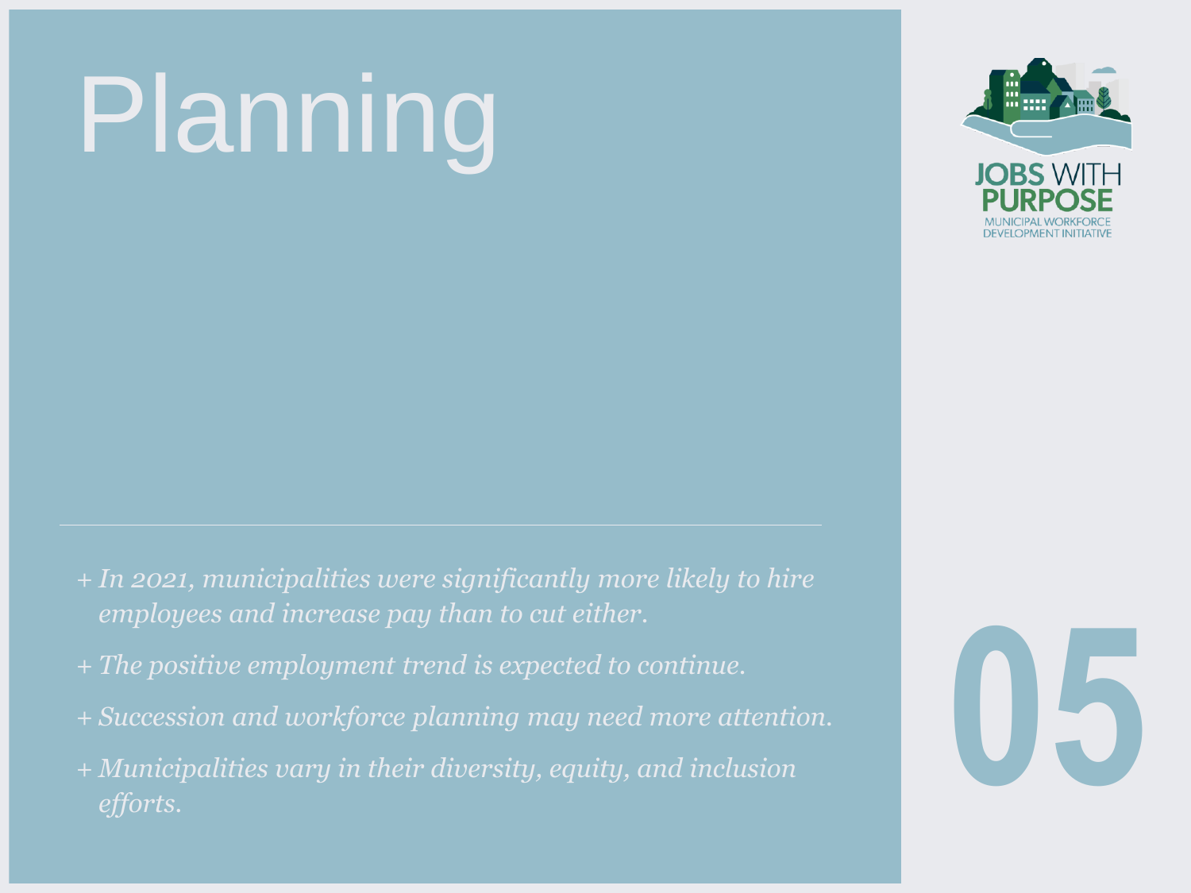# Planning

JOBS WITH PURPOSE
MUNICIPAL WORKFORCE DEVELOPMENT INITIATIVE

+ *In 2021, municipalities were significantly more likely to hire employees and increase pay than to cut either.*
+ *The positive employment trend is expected to continue.*
+ *Succession and workforce planning may need more attention.*
+ *Municipalities vary in their diversity, equity, and inclusion efforts.*

05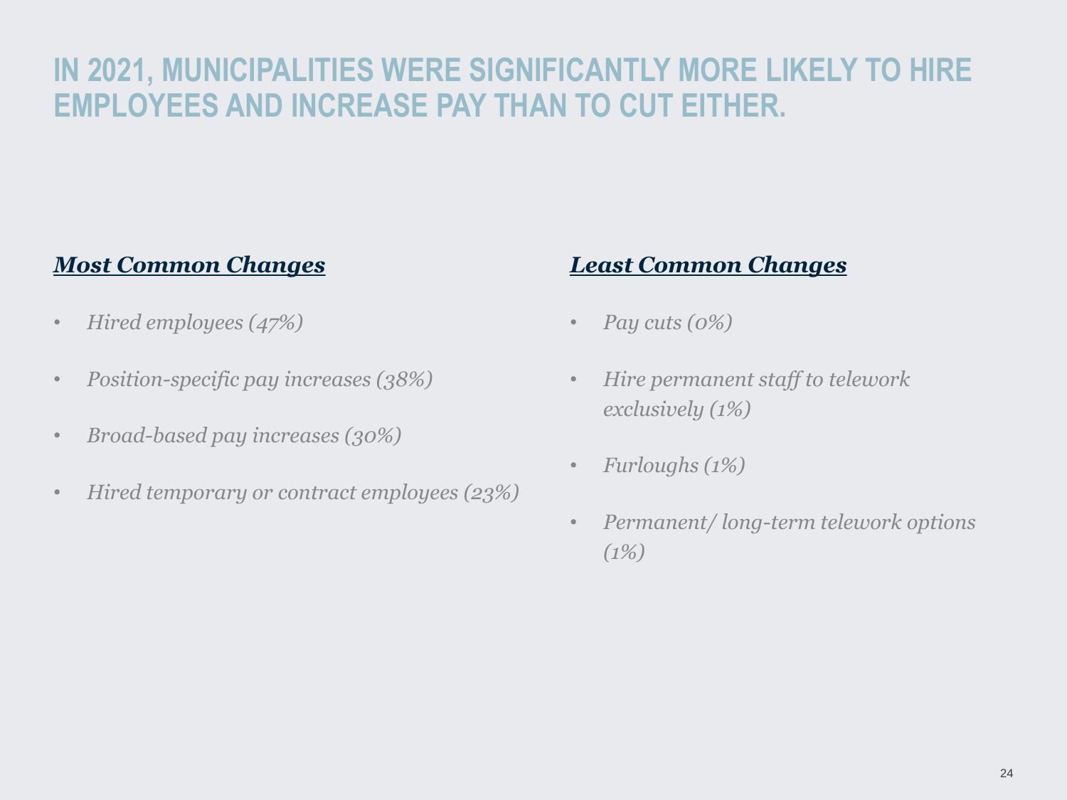# IN 2021, MUNICIPALITIES WERE SIGNIFICANTLY MORE LIKELY TO HIRE EMPLOYEES AND INCREASE PAY THAN TO CUT EITHER.

### ***Most Common Changes***

- *Hired employees (47%)*
- *Position-specific pay increases (38%)*
- *Broad-based pay increases (30%)*
- *Hired temporary or contract employees (23%)*

### ***Least Common Changes***

- *Pay cuts (0%)*
- *Hire permanent staff to telework exclusively (1%)*
- *Furloughs (1%)*
- *Permanent/ long-term telework options (1%)*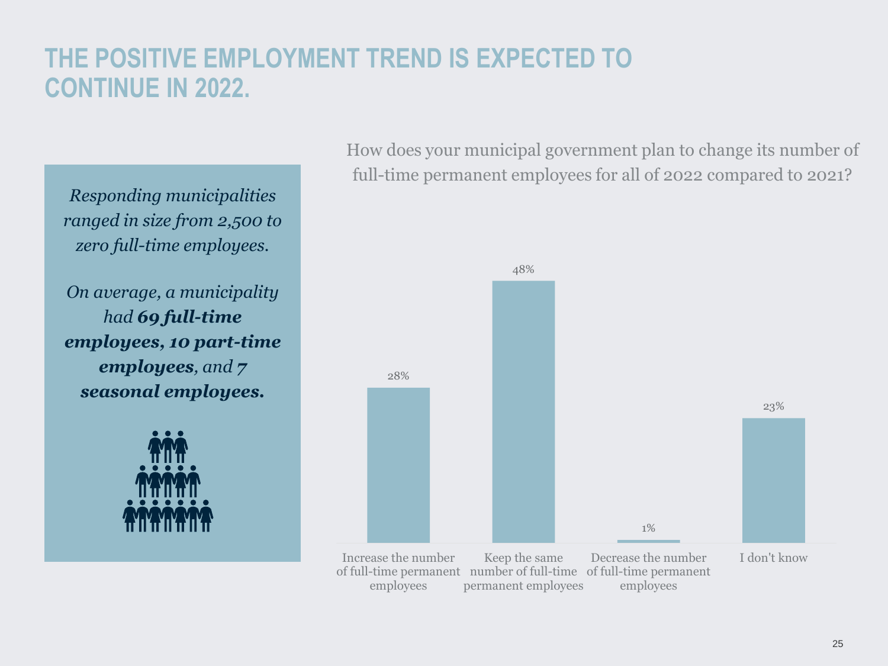# THE POSITIVE EMPLOYMENT TREND IS EXPECTED TO CONTINUE IN 2022.

*Responding municipalities ranged in size from 2,500 to zero full-time employees.*

*On average, a municipality had* ***69 full-time employees, 10 part-time employees****, and* ***7 seasonal employees.***

How does your municipal government plan to change its number of full-time permanent employees for all of 2022 compared to 2021?

| Response | Percentage |
|---|---|
| Increase the number of full-time permanent employees | 28% |
| Keep the same number of full-time permanent employees | 48% |
| Decrease the number of full-time permanent employees | 1% |
| I don't know | 23% |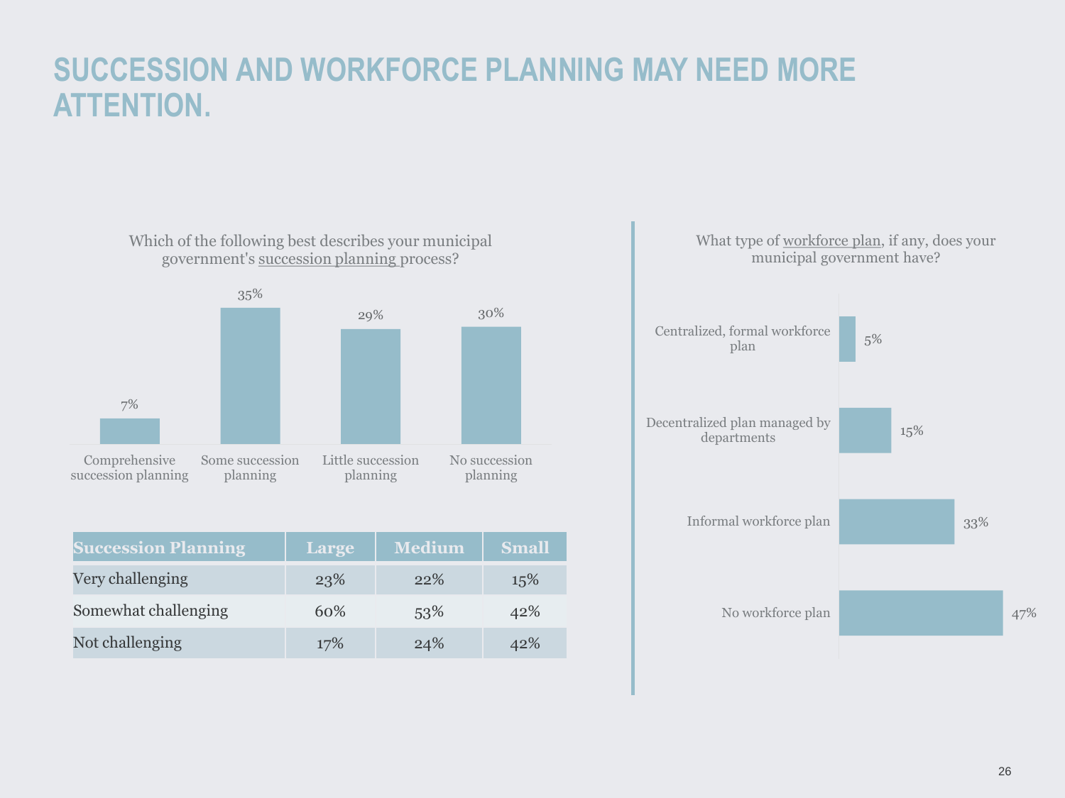# SUCCESSION AND WORKFORCE PLANNING MAY NEED MORE ATTENTION.

Which of the following best describes your municipal government's succession planning process?

| Comprehensive succession planning | Some succession planning | Little succession planning | No succession planning |
|---|---|---|---|
| 7% | 35% | 29% | 30% |

| Succession Planning | Large | Medium | Small |
|---|---|---|---|
| Very challenging | 23% | 22% | 15% |
| Somewhat challenging | 60% | 53% | 42% |
| Not challenging | 17% | 24% | 42% |

What type of workforce plan, if any, does your municipal government have?

| Workforce plan | Percent |
|---|---|
| Centralized, formal workforce plan | 5% |
| Decentralized plan managed by departments | 15% |
| Informal workforce plan | 33% |
| No workforce plan | 47% |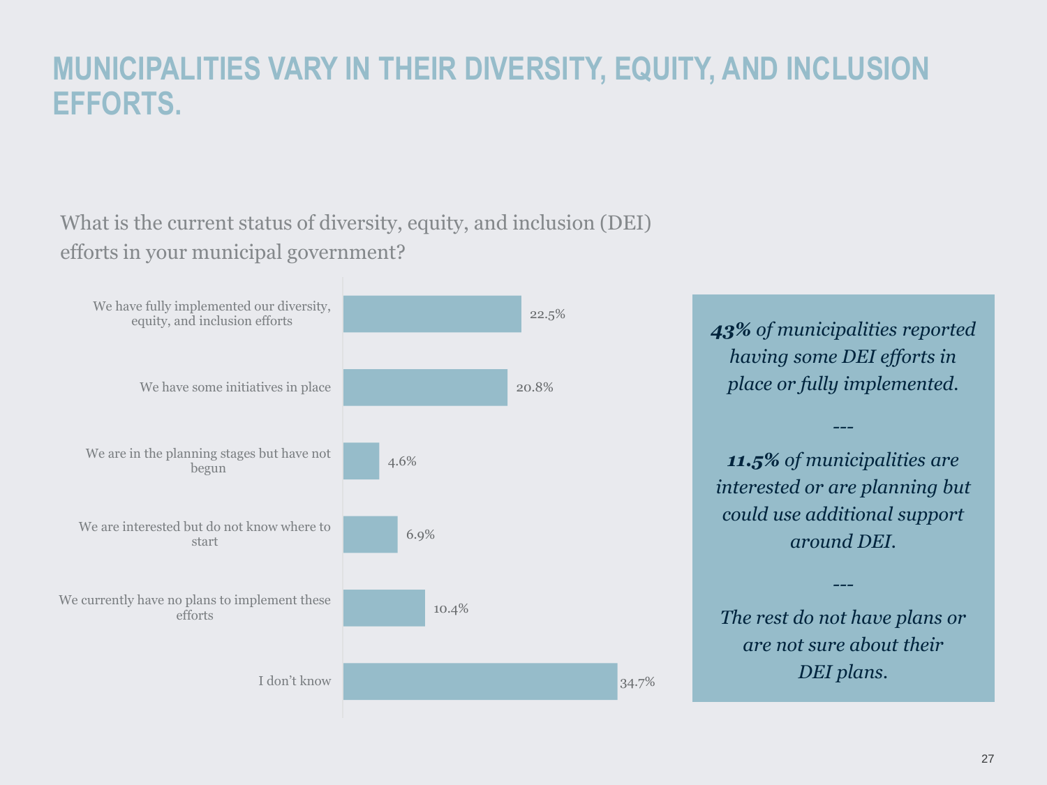# MUNICIPALITIES VARY IN THEIR DIVERSITY, EQUITY, AND INCLUSION EFFORTS.

What is the current status of diversity, equity, and inclusion (DEI) efforts in your municipal government?

| Response | Percentage |
| --- | --- |
| We have fully implemented our diversity, equity, and inclusion efforts | 22.5% |
| We have some initiatives in place | 20.8% |
| We are in the planning stages but have not begun | 4.6% |
| We are interested but do not know where to start | 6.9% |
| We currently have no plans to implement these efforts | 10.4% |
| I don't know | 34.7% |

***43%** of municipalities reported having some DEI efforts in place or fully implemented.*

---

***11.5%** of municipalities are interested or are planning but could use additional support around DEI.*

---

*The rest do not have plans or are not sure about their DEI plans.*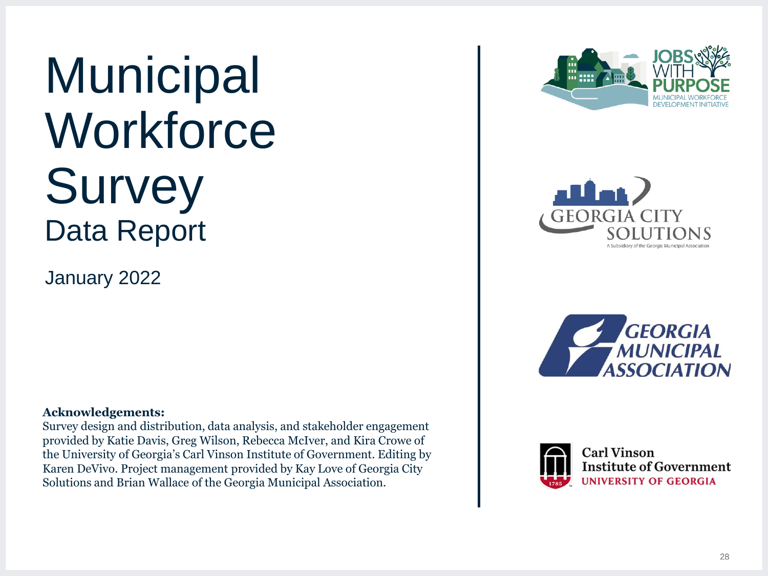# Municipal Workforce Survey

## Data Report

January 2022

**Acknowledgements:**
Survey design and distribution, data analysis, and stakeholder engagement provided by Katie Davis, Greg Wilson, Rebecca McIver, and Kira Crowe of the University of Georgia's Carl Vinson Institute of Government. Editing by Karen DeVivo. Project management provided by Kay Love of Georgia City Solutions and Brian Wallace of the Georgia Municipal Association.

JOBS WITH PURPOSE
MUNICIPAL WORKFORCE DEVELOPMENT INITIATIVE

GEORGIA CITY SOLUTIONS
A Subsidiary of the Georgia Municipal Association

GEORGIA MUNICIPAL ASSOCIATION

Carl Vinson Institute of Government
UNIVERSITY OF GEORGIA